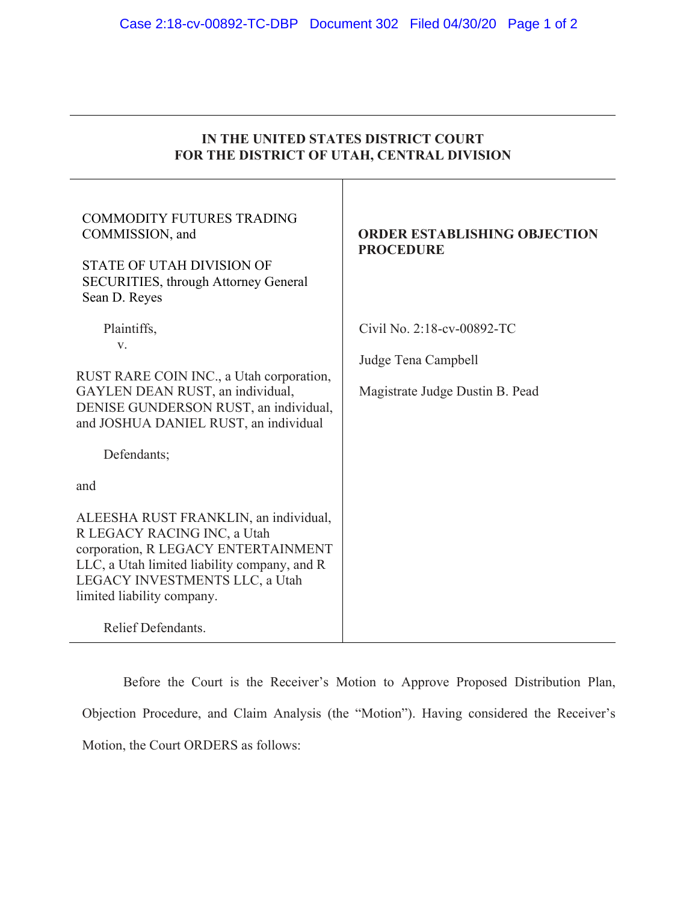# IN THE UNITED STATES DISTRICT COURT FOR THE DISTRICT OF UTAH, CENTRAL DIVISION

| | |
|---|---|
| COMMODITY FUTURES TRADING COMMISSION, and<br><br>STATE OF UTAH DIVISION OF SECURITIES, through Attorney General Sean D. Reyes<br><br>Plaintiffs,<br>v.<br><br>RUST RARE COIN INC., a Utah corporation, GAYLEN DEAN RUST, an individual, DENISE GUNDERSON RUST, an individual, and JOSHUA DANIEL RUST, an individual<br><br>Defendants;<br><br>and<br><br>ALEESHA RUST FRANKLIN, an individual, R LEGACY RACING INC, a Utah corporation, R LEGACY ENTERTAINMENT LLC, a Utah limited liability company, and R LEGACY INVESTMENTS LLC, a Utah limited liability company.<br><br>Relief Defendants. | **ORDER ESTABLISHING OBJECTION PROCEDURE**<br><br>Civil No. 2:18-cv-00892-TC<br><br>Judge Tena Campbell<br><br>Magistrate Judge Dustin B. Pead |

Before the Court is the Receiver's Motion to Approve Proposed Distribution Plan, Objection Procedure, and Claim Analysis (the "Motion"). Having considered the Receiver's Motion, the Court ORDERS as follows: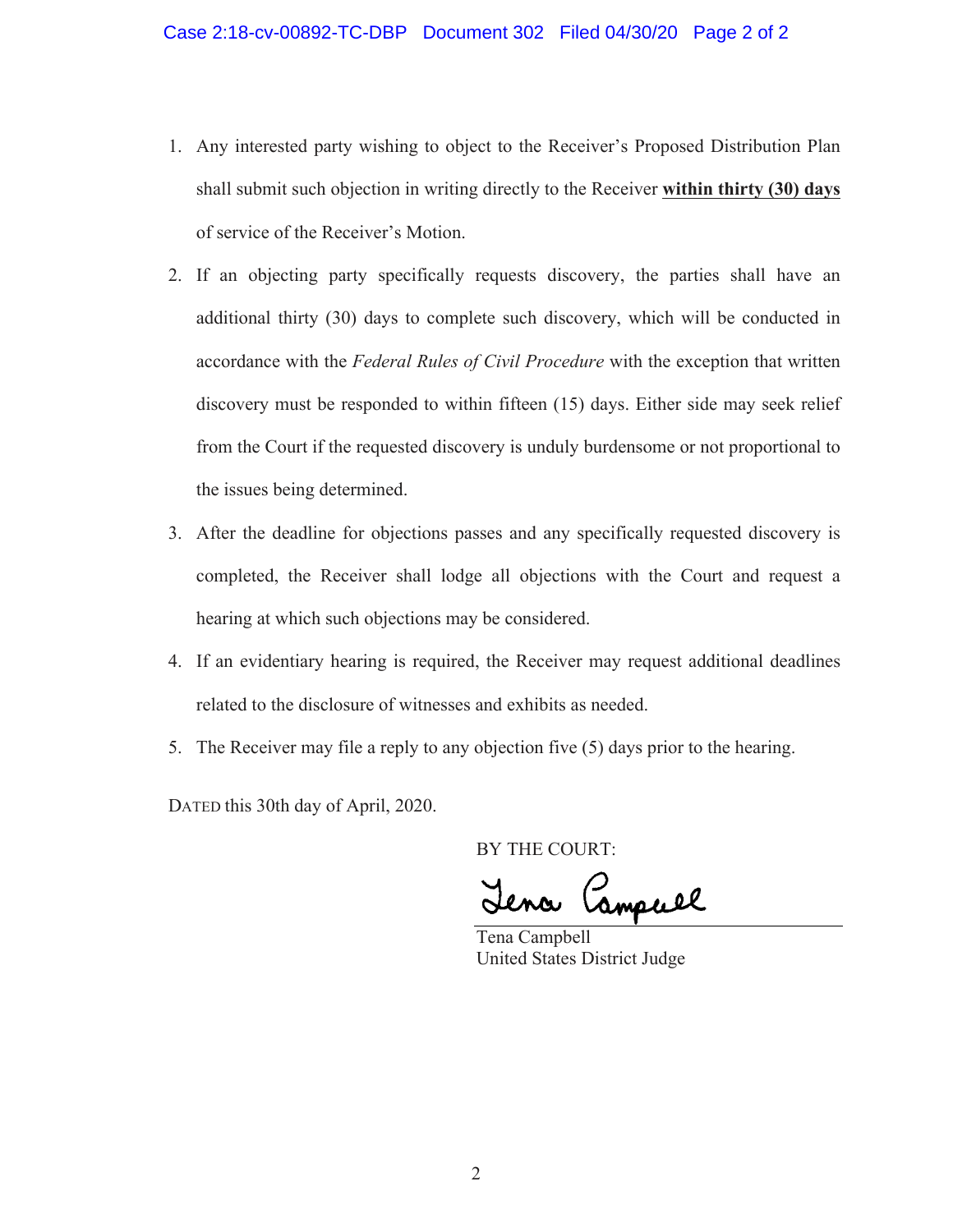1. Any interested party wishing to object to the Receiver's Proposed Distribution Plan shall submit such objection in writing directly to the Receiver **within thirty (30) days** of service of the Receiver's Motion.
2. If an objecting party specifically requests discovery, the parties shall have an additional thirty (30) days to complete such discovery, which will be conducted in accordance with the *Federal Rules of Civil Procedure* with the exception that written discovery must be responded to within fifteen (15) days. Either side may seek relief from the Court if the requested discovery is unduly burdensome or not proportional to the issues being determined.
3. After the deadline for objections passes and any specifically requested discovery is completed, the Receiver shall lodge all objections with the Court and request a hearing at which such objections may be considered.
4. If an evidentiary hearing is required, the Receiver may request additional deadlines related to the disclosure of witnesses and exhibits as needed.
5. The Receiver may file a reply to any objection five (5) days prior to the hearing.

DATED this 30th day of April, 2020.

BY THE COURT:

Tena Campbell

Tena Campbell
United States District Judge